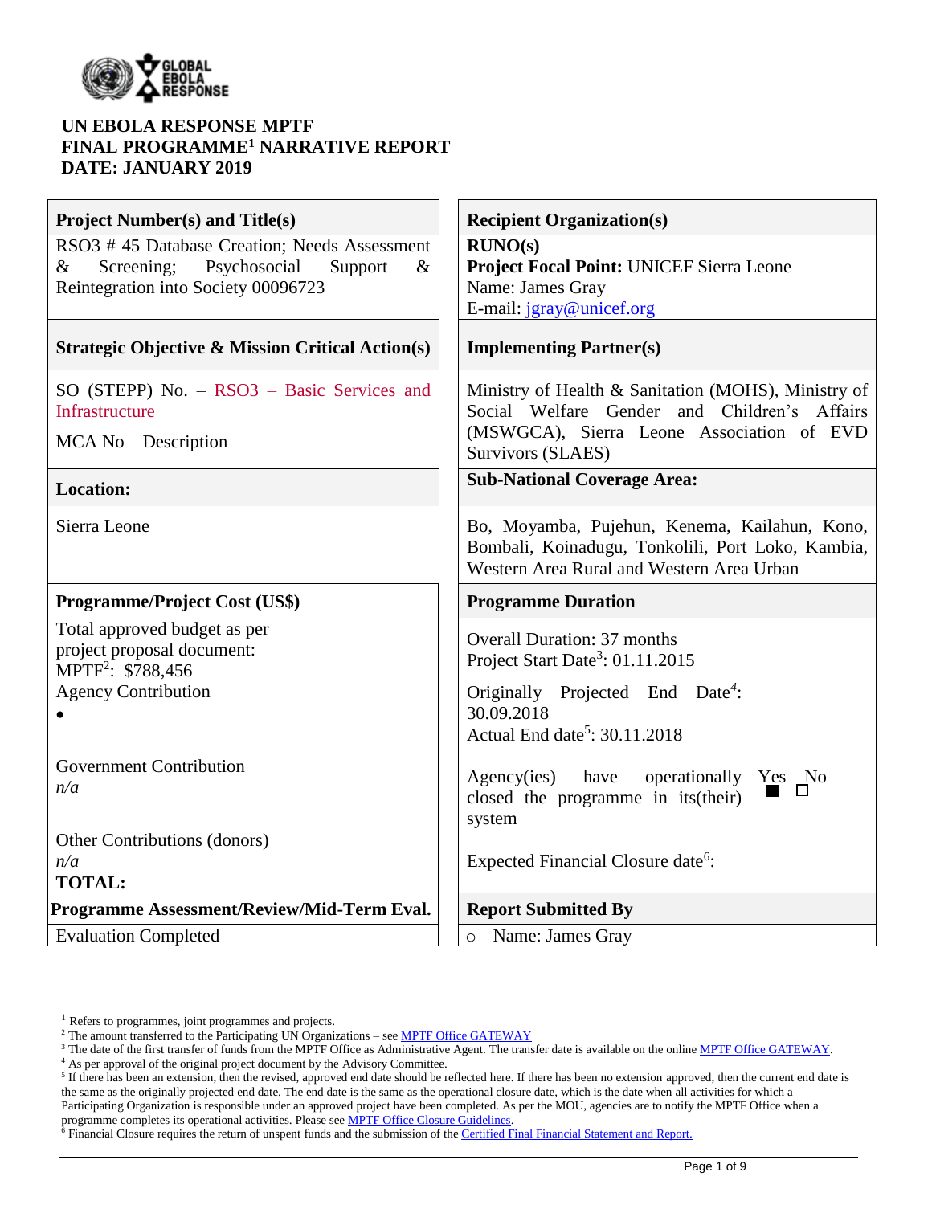**UN EBOLA RESPONSE MPTF**
**FINAL PROGRAMME[1] NARRATIVE REPORT**
**DATE: JANUARY 2019**

| **Project Number(s) and Title(s)** | **Recipient Organization(s)** |
|---|---|
| RSO3 # 45 Database Creation; Needs Assessment & Screening; Psychosocial Support & Reintegration into Society 00096723 | **RUNO(s)**<br>**Project Focal Point:** UNICEF Sierra Leone<br>Name: James Gray<br>E-mail: jgray@unicef.org |
| **Strategic Objective & Mission Critical Action(s)** | **Implementing Partner(s)** |
| SO (STEPP) No. – RSO3 – Basic Services and Infrastructure<br>MCA No – Description | Ministry of Health & Sanitation (MOHS), Ministry of Social Welfare Gender and Children's Affairs (MSWGCA), Sierra Leone Association of EVD Survivors (SLAES) |
| **Location:** | **Sub-National Coverage Area:** |
| Sierra Leone | Bo, Moyamba, Pujehun, Kenema, Kailahun, Kono, Bombali, Koinadugu, Tonkolili, Port Loko, Kambia, Western Area Rural and Western Area Urban |
| **Programme/Project Cost (US$)** | **Programme Duration** |
| Total approved budget as per project proposal document:<br>MPTF[2]: $788,456<br>Agency Contribution<br>•<br><br>Government Contribution<br>*n/a*<br><br>Other Contributions (donors)<br>*n/a*<br>**TOTAL:** | Overall Duration: 37 months<br>Project Start Date[3]: 01.11.2015<br>Originally Projected End Date[4]: 30.09.2018<br>Actual End date[5]: 30.11.2018<br><br>Agency(ies) have operationally closed the programme in its(their) system: Yes ■ No ☐<br><br>Expected Financial Closure date[6]: |
| **Programme Assessment/Review/Mid-Term Eval.** | **Report Submitted By** |
| Evaluation Completed | ○ Name: James Gray |

[1] Refers to programmes, joint programmes and projects.
[2] The amount transferred to the Participating UN Organizations – see MPTF Office GATEWAY
[3] The date of the first transfer of funds from the MPTF Office as Administrative Agent. The transfer date is available on the online MPTF Office GATEWAY.
[4] As per approval of the original project document by the Advisory Committee.
[5] If there has been an extension, then the revised, approved end date should be reflected here. If there has been no extension approved, then the current end date is the same as the originally projected end date. The end date is the same as the operational closure date, which is the date when all activities for which a Participating Organization is responsible under an approved project have been completed. As per the MOU, agencies are to notify the MPTF Office when a programme completes its operational activities. Please see MPTF Office Closure Guidelines.
[6] Financial Closure requires the return of unspent funds and the submission of the Certified Final Financial Statement and Report.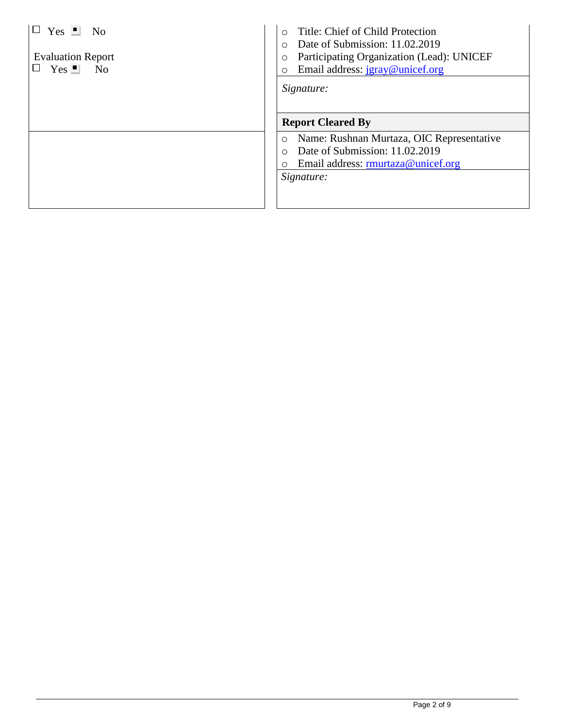| | |
|---|---|
| ☐ Yes ■ No<br><br>Evaluation Report<br>☐ Yes ■ No | ○ Title: Chief of Child Protection<br>○ Date of Submission: 11.02.2019<br>○ Participating Organization (Lead): UNICEF<br>○ Email address: jgray@unicef.org |
| | *Signature:* |
| | **Report Cleared By** |
| | ○ Name: Rushnan Murtaza, OIC Representative<br>○ Date of Submission: 11.02.2019<br>○ Email address: rmurtaza@unicef.org |
| | *Signature:* |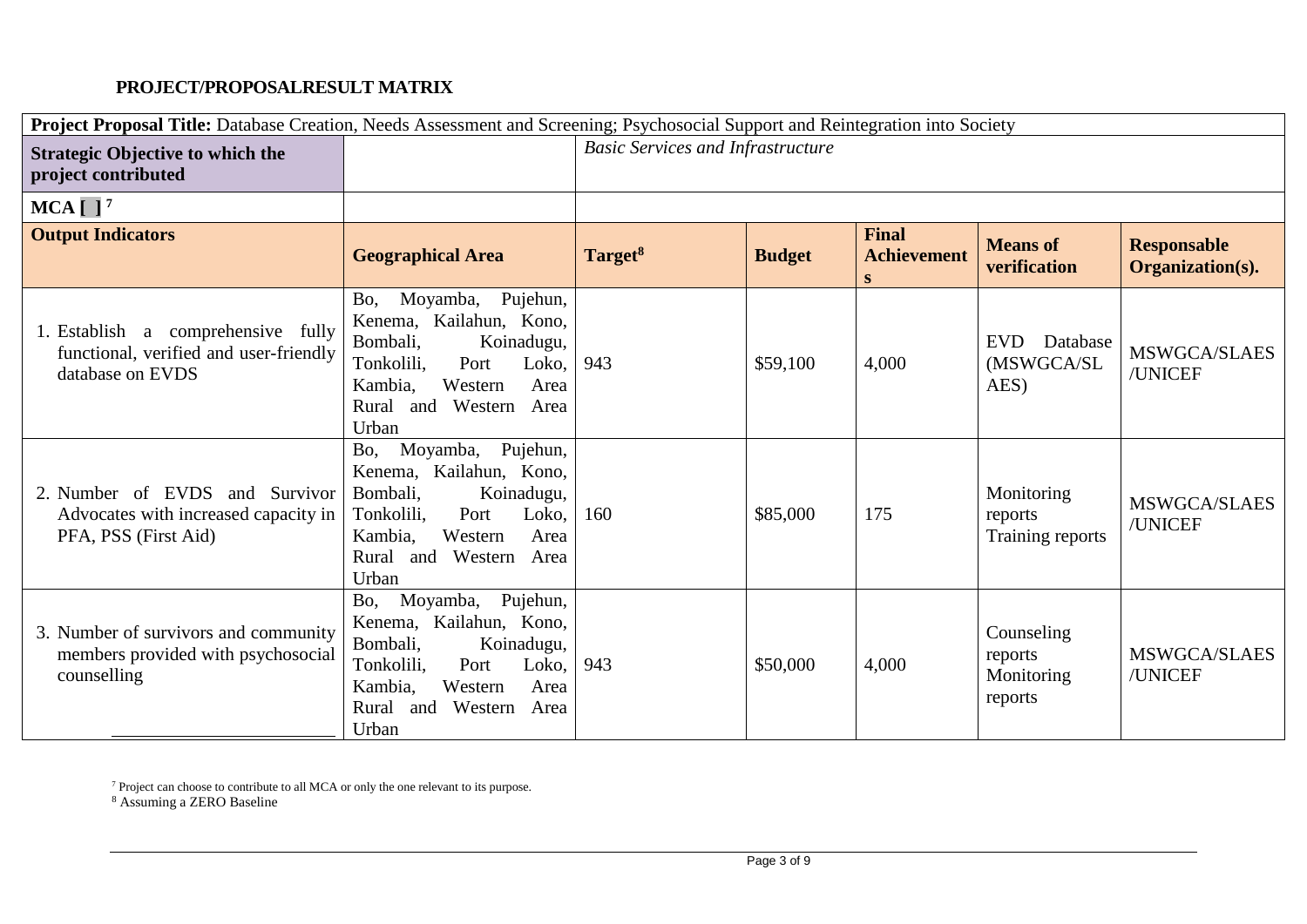**PROJECT/PROPOSALRESULT MATRIX**

| **Project Proposal Title:** Database Creation, Needs Assessment and Screening; Psychosocial Support and Reintegration into Society | | | | | | |
|---|---|---|---|---|---|---|
| **Strategic Objective to which the project contributed** | | *Basic Services and Infrastructure* | | | | |
| **MCA [ ] [7]** | | | | | | |
| **Output Indicators** | **Geographical Area** | **Target[8]** | **Budget** | **Final Achievements** | **Means of verification** | **Responsable Organization(s).** |
| 1. Establish a comprehensive fully functional, verified and user-friendly database on EVDS | Bo, Moyamba, Pujehun, Kenema, Kailahun, Kono, Bombali, Koinadugu, Tonkolili, Port Loko, Kambia, Western Area Rural and Western Area Urban | 943 | \$59,100 | 4,000 | EVD Database (MSWGCA/SLAES) | MSWGCA/SLAES /UNICEF |
| 2. Number of EVDS and Survivor Advocates with increased capacity in PFA, PSS (First Aid) | Bo, Moyamba, Pujehun, Kenema, Kailahun, Kono, Bombali, Koinadugu, Tonkolili, Port Loko, Kambia, Western Area Rural and Western Area Urban | 160 | \$85,000 | 175 | Monitoring reports Training reports | MSWGCA/SLAES /UNICEF |
| 3. Number of survivors and community members provided with psychosocial counselling | Bo, Moyamba, Pujehun, Kenema, Kailahun, Kono, Bombali, Koinadugu, Tonkolili, Port Loko, Kambia, Western Area Rural and Western Area Urban | 943 | \$50,000 | 4,000 | Counseling reports Monitoring reports | MSWGCA/SLAES /UNICEF |

[7] Project can choose to contribute to all MCA or only the one relevant to its purpose.
[8] Assuming a ZERO Baseline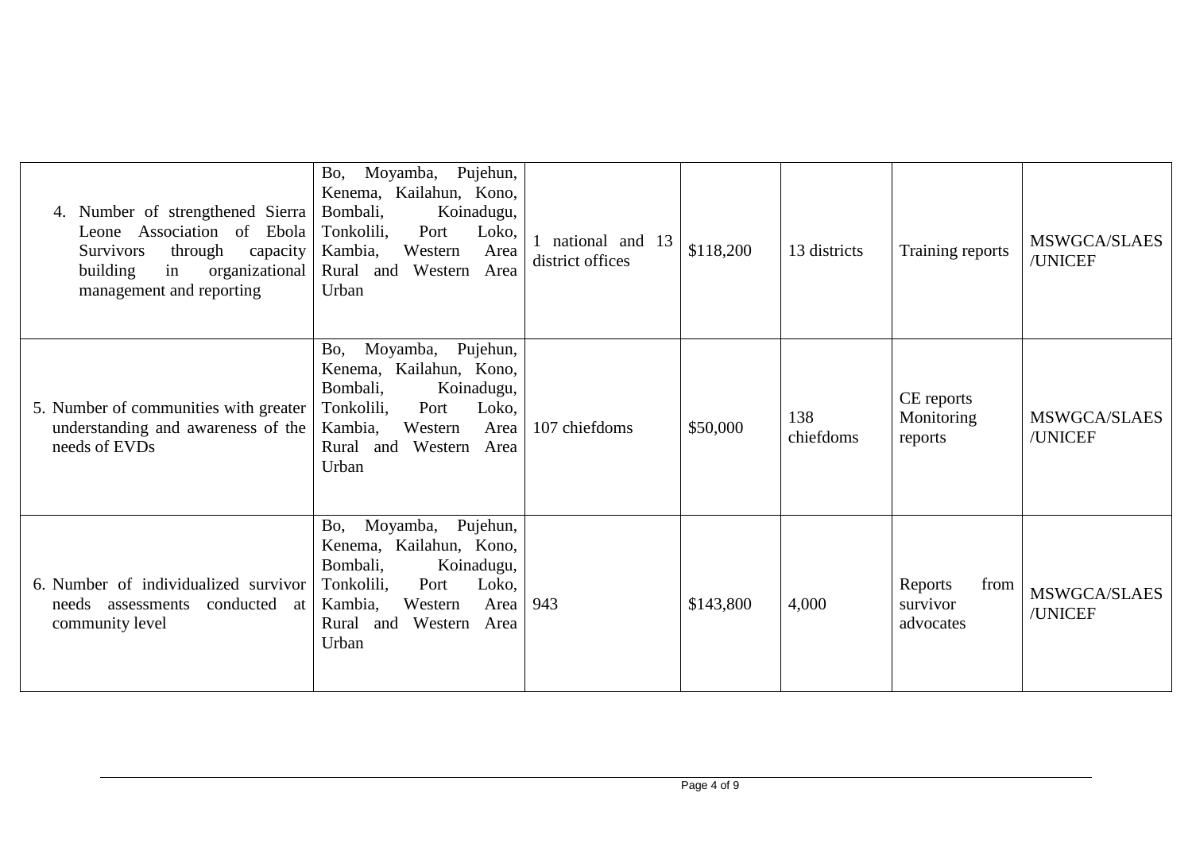| | | | | | | |
|---|---|---|---|---|---|---|
| 4. Number of strengthened Sierra Leone Association of Ebola Survivors through capacity building in organizational management and reporting | Bo, Moyamba, Pujehun, Kenema, Kailahun, Kono, Bombali, Koinadugu, Tonkolili, Port Loko, Kambia, Western Area Rural and Western Area Urban | 1 national and 13 district offices | $118,200 | 13 districts | Training reports | MSWGCA/SLAES /UNICEF |
| 5. Number of communities with greater understanding and awareness of the needs of EVDs | Bo, Moyamba, Pujehun, Kenema, Kailahun, Kono, Bombali, Koinadugu, Tonkolili, Port Loko, Kambia, Western Area Rural and Western Area Urban | 107 chiefdoms | $50,000 | 138 chiefdoms | CE reports Monitoring reports | MSWGCA/SLAES /UNICEF |
| 6. Number of individualized survivor needs assessments conducted at community level | Bo, Moyamba, Pujehun, Kenema, Kailahun, Kono, Bombali, Koinadugu, Tonkolili, Port Loko, Kambia, Western Area Rural and Western Area Urban | 943 | $143,800 | 4,000 | Reports from survivor advocates | MSWGCA/SLAES /UNICEF |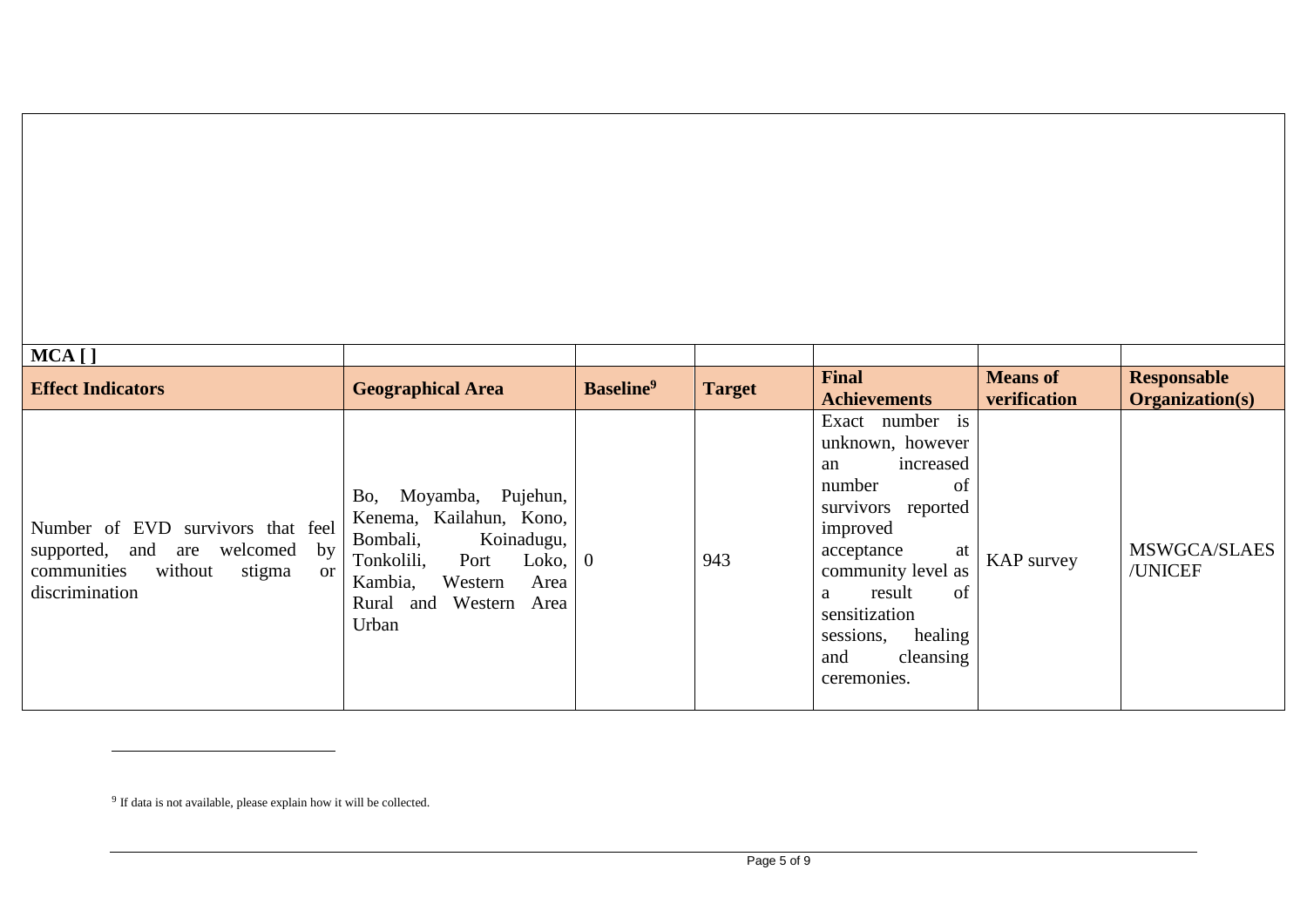| MCA [ ] | | | | | | |
|---|---|---|---|---|---|---|
| **Effect Indicators** | **Geographical Area** | **Baseline**[9] | **Target** | **Final Achievements** | **Means of verification** | **Responsable Organization(s)** |
| Number of EVD survivors that feel supported, and are welcomed by communities without stigma or discrimination | Bo, Moyamba, Pujehun, Kenema, Kailahun, Kono, Bombali, Koinadugu, Tonkolili, Port Loko, Kambia, Western Area Rural and Western Area Urban | 0 | 943 | Exact number is unknown, however an increased number of survivors reported improved acceptance at community level as a result of sensitization sessions, healing and cleansing ceremonies. | KAP survey | MSWGCA/SLAES /UNICEF |

[9] If data is not available, please explain how it will be collected.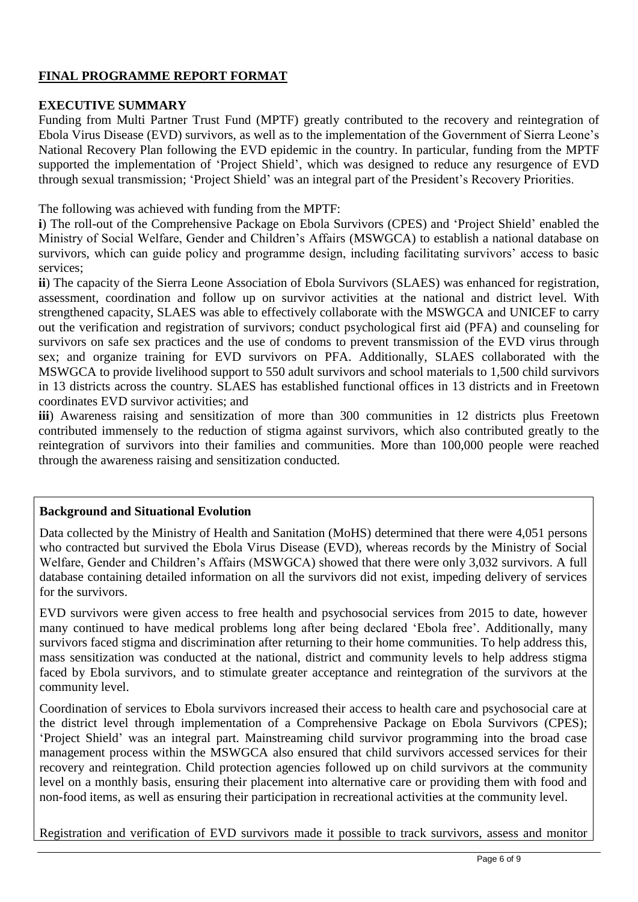## FINAL PROGRAMME REPORT FORMAT

### EXECUTIVE SUMMARY

Funding from Multi Partner Trust Fund (MPTF) greatly contributed to the recovery and reintegration of Ebola Virus Disease (EVD) survivors, as well as to the implementation of the Government of Sierra Leone's National Recovery Plan following the EVD epidemic in the country. In particular, funding from the MPTF supported the implementation of 'Project Shield', which was designed to reduce any resurgence of EVD through sexual transmission; 'Project Shield' was an integral part of the President's Recovery Priorities.

The following was achieved with funding from the MPTF:

**i**) The roll-out of the Comprehensive Package on Ebola Survivors (CPES) and 'Project Shield' enabled the Ministry of Social Welfare, Gender and Children's Affairs (MSWGCA) to establish a national database on survivors, which can guide policy and programme design, including facilitating survivors' access to basic services;

**ii**) The capacity of the Sierra Leone Association of Ebola Survivors (SLAES) was enhanced for registration, assessment, coordination and follow up on survivor activities at the national and district level. With strengthened capacity, SLAES was able to effectively collaborate with the MSWGCA and UNICEF to carry out the verification and registration of survivors; conduct psychological first aid (PFA) and counseling for survivors on safe sex practices and the use of condoms to prevent transmission of the EVD virus through sex; and organize training for EVD survivors on PFA. Additionally, SLAES collaborated with the MSWGCA to provide livelihood support to 550 adult survivors and school materials to 1,500 child survivors in 13 districts across the country. SLAES has established functional offices in 13 districts and in Freetown coordinates EVD survivor activities; and

**iii**) Awareness raising and sensitization of more than 300 communities in 12 districts plus Freetown contributed immensely to the reduction of stigma against survivors, which also contributed greatly to the reintegration of survivors into their families and communities. More than 100,000 people were reached through the awareness raising and sensitization conducted.

### Background and Situational Evolution

Data collected by the Ministry of Health and Sanitation (MoHS) determined that there were 4,051 persons who contracted but survived the Ebola Virus Disease (EVD), whereas records by the Ministry of Social Welfare, Gender and Children's Affairs (MSWGCA) showed that there were only 3,032 survivors. A full database containing detailed information on all the survivors did not exist, impeding delivery of services for the survivors.

EVD survivors were given access to free health and psychosocial services from 2015 to date, however many continued to have medical problems long after being declared 'Ebola free'. Additionally, many survivors faced stigma and discrimination after returning to their home communities. To help address this, mass sensitization was conducted at the national, district and community levels to help address stigma faced by Ebola survivors, and to stimulate greater acceptance and reintegration of the survivors at the community level.

Coordination of services to Ebola survivors increased their access to health care and psychosocial care at the district level through implementation of a Comprehensive Package on Ebola Survivors (CPES); 'Project Shield' was an integral part. Mainstreaming child survivor programming into the broad case management process within the MSWGCA also ensured that child survivors accessed services for their recovery and reintegration. Child protection agencies followed up on child survivors at the community level on a monthly basis, ensuring their placement into alternative care or providing them with food and non-food items, as well as ensuring their participation in recreational activities at the community level.

Registration and verification of EVD survivors made it possible to track survivors, assess and monitor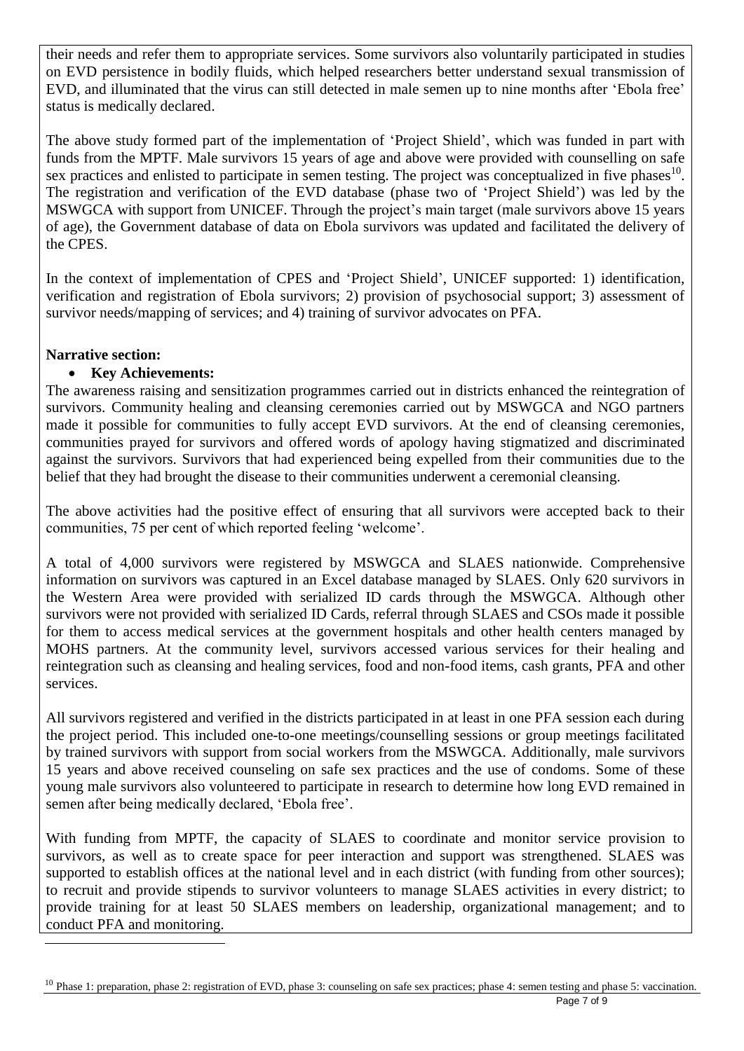their needs and refer them to appropriate services. Some survivors also voluntarily participated in studies on EVD persistence in bodily fluids, which helped researchers better understand sexual transmission of EVD, and illuminated that the virus can still detected in male semen up to nine months after 'Ebola free' status is medically declared.

The above study formed part of the implementation of 'Project Shield', which was funded in part with funds from the MPTF. Male survivors 15 years of age and above were provided with counselling on safe sex practices and enlisted to participate in semen testing. The project was conceptualized in five phases[10]. The registration and verification of the EVD database (phase two of 'Project Shield') was led by the MSWGCA with support from UNICEF. Through the project's main target (male survivors above 15 years of age), the Government database of data on Ebola survivors was updated and facilitated the delivery of the CPES.

In the context of implementation of CPES and 'Project Shield', UNICEF supported: 1) identification, verification and registration of Ebola survivors; 2) provision of psychosocial support; 3) assessment of survivor needs/mapping of services; and 4) training of survivor advocates on PFA.

**Narrative section:**

- **Key Achievements:**

The awareness raising and sensitization programmes carried out in districts enhanced the reintegration of survivors. Community healing and cleansing ceremonies carried out by MSWGCA and NGO partners made it possible for communities to fully accept EVD survivors. At the end of cleansing ceremonies, communities prayed for survivors and offered words of apology having stigmatized and discriminated against the survivors. Survivors that had experienced being expelled from their communities due to the belief that they had brought the disease to their communities underwent a ceremonial cleansing.

The above activities had the positive effect of ensuring that all survivors were accepted back to their communities, 75 per cent of which reported feeling 'welcome'.

A total of 4,000 survivors were registered by MSWGCA and SLAES nationwide. Comprehensive information on survivors was captured in an Excel database managed by SLAES. Only 620 survivors in the Western Area were provided with serialized ID cards through the MSWGCA. Although other survivors were not provided with serialized ID Cards, referral through SLAES and CSOs made it possible for them to access medical services at the government hospitals and other health centers managed by MOHS partners. At the community level, survivors accessed various services for their healing and reintegration such as cleansing and healing services, food and non-food items, cash grants, PFA and other services.

All survivors registered and verified in the districts participated in at least in one PFA session each during the project period. This included one-to-one meetings/counselling sessions or group meetings facilitated by trained survivors with support from social workers from the MSWGCA. Additionally, male survivors 15 years and above received counseling on safe sex practices and the use of condoms. Some of these young male survivors also volunteered to participate in research to determine how long EVD remained in semen after being medically declared, 'Ebola free'.

With funding from MPTF, the capacity of SLAES to coordinate and monitor service provision to survivors, as well as to create space for peer interaction and support was strengthened. SLAES was supported to establish offices at the national level and in each district (with funding from other sources); to recruit and provide stipends to survivor volunteers to manage SLAES activities in every district; to provide training for at least 50 SLAES members on leadership, organizational management; and to conduct PFA and monitoring.

[10] Phase 1: preparation, phase 2: registration of EVD, phase 3: counseling on safe sex practices; phase 4: semen testing and phase 5: vaccination.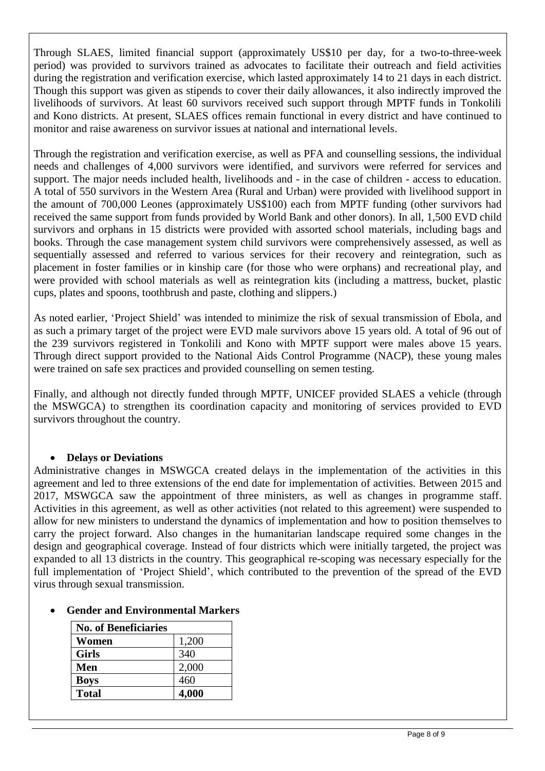Through SLAES, limited financial support (approximately US$10 per day, for a two-to-three-week period) was provided to survivors trained as advocates to facilitate their outreach and field activities during the registration and verification exercise, which lasted approximately 14 to 21 days in each district. Though this support was given as stipends to cover their daily allowances, it also indirectly improved the livelihoods of survivors. At least 60 survivors received such support through MPTF funds in Tonkolili and Kono districts. At present, SLAES offices remain functional in every district and have continued to monitor and raise awareness on survivor issues at national and international levels.

Through the registration and verification exercise, as well as PFA and counselling sessions, the individual needs and challenges of 4,000 survivors were identified, and survivors were referred for services and support. The major needs included health, livelihoods and - in the case of children - access to education. A total of 550 survivors in the Western Area (Rural and Urban) were provided with livelihood support in the amount of 700,000 Leones (approximately US$100) each from MPTF funding (other survivors had received the same support from funds provided by World Bank and other donors). In all, 1,500 EVD child survivors and orphans in 15 districts were provided with assorted school materials, including bags and books. Through the case management system child survivors were comprehensively assessed, as well as sequentially assessed and referred to various services for their recovery and reintegration, such as placement in foster families or in kinship care (for those who were orphans) and recreational play, and were provided with school materials as well as reintegration kits (including a mattress, bucket, plastic cups, plates and spoons, toothbrush and paste, clothing and slippers.)

As noted earlier, 'Project Shield' was intended to minimize the risk of sexual transmission of Ebola, and as such a primary target of the project were EVD male survivors above 15 years old. A total of 96 out of the 239 survivors registered in Tonkolili and Kono with MPTF support were males above 15 years. Through direct support provided to the National Aids Control Programme (NACP), these young males were trained on safe sex practices and provided counselling on semen testing.

Finally, and although not directly funded through MPTF, UNICEF provided SLAES a vehicle (through the MSWGCA) to strengthen its coordination capacity and monitoring of services provided to EVD survivors throughout the country.

- **Delays or Deviations**

Administrative changes in MSWGCA created delays in the implementation of the activities in this agreement and led to three extensions of the end date for implementation of activities. Between 2015 and 2017, MSWGCA saw the appointment of three ministers, as well as changes in programme staff. Activities in this agreement, as well as other activities (not related to this agreement) were suspended to allow for new ministers to understand the dynamics of implementation and how to position themselves to carry the project forward. Also changes in the humanitarian landscape required some changes in the design and geographical coverage. Instead of four districts which were initially targeted, the project was expanded to all 13 districts in the country. This geographical re-scoping was necessary especially for the full implementation of 'Project Shield', which contributed to the prevention of the spread of the EVD virus through sexual transmission.

- **Gender and Environmental Markers**

| **No. of Beneficiaries** | |
|---|---|
| **Women** | 1,200 |
| **Girls** | 340 |
| **Men** | 2,000 |
| **Boys** | 460 |
| **Total** | **4,000** |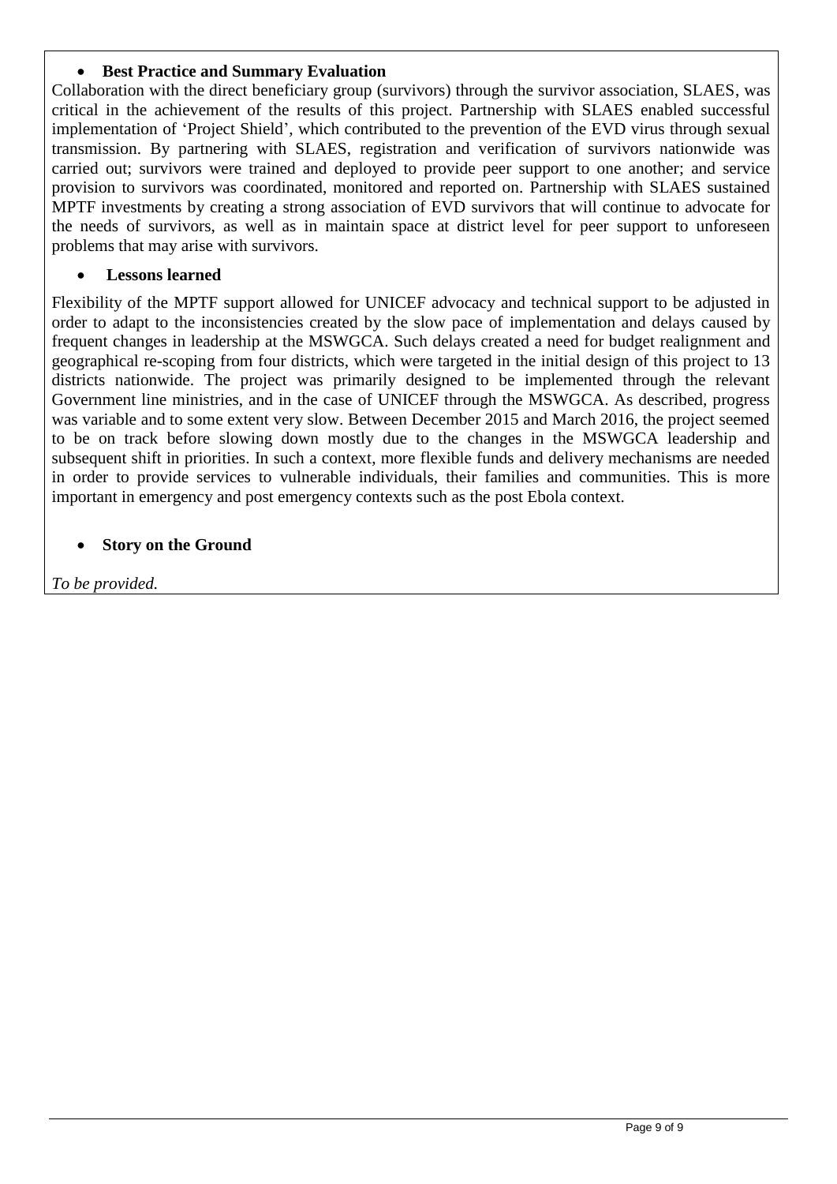- **Best Practice and Summary Evaluation**

Collaboration with the direct beneficiary group (survivors) through the survivor association, SLAES, was critical in the achievement of the results of this project. Partnership with SLAES enabled successful implementation of 'Project Shield', which contributed to the prevention of the EVD virus through sexual transmission. By partnering with SLAES, registration and verification of survivors nationwide was carried out; survivors were trained and deployed to provide peer support to one another; and service provision to survivors was coordinated, monitored and reported on. Partnership with SLAES sustained MPTF investments by creating a strong association of EVD survivors that will continue to advocate for the needs of survivors, as well as in maintain space at district level for peer support to unforeseen problems that may arise with survivors.

- **Lessons learned**

Flexibility of the MPTF support allowed for UNICEF advocacy and technical support to be adjusted in order to adapt to the inconsistencies created by the slow pace of implementation and delays caused by frequent changes in leadership at the MSWGCA. Such delays created a need for budget realignment and geographical re-scoping from four districts, which were targeted in the initial design of this project to 13 districts nationwide. The project was primarily designed to be implemented through the relevant Government line ministries, and in the case of UNICEF through the MSWGCA. As described, progress was variable and to some extent very slow. Between December 2015 and March 2016, the project seemed to be on track before slowing down mostly due to the changes in the MSWGCA leadership and subsequent shift in priorities. In such a context, more flexible funds and delivery mechanisms are needed in order to provide services to vulnerable individuals, their families and communities. This is more important in emergency and post emergency contexts such as the post Ebola context.

- **Story on the Ground**

*To be provided.*